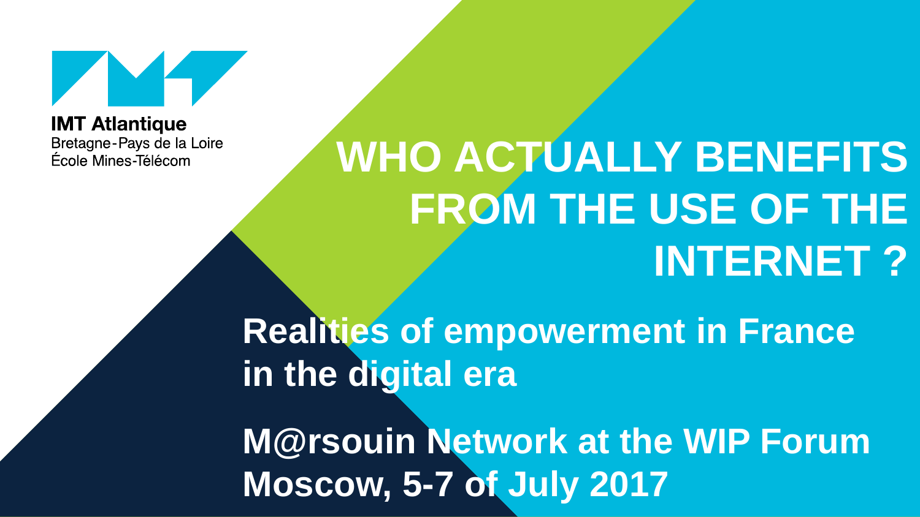IMT Atlantique
Bretagne-Pays de la Loire
École Mines-Télécom

# WHO ACTUALLY BENEFITS FROM THE USE OF THE INTERNET ?

**Realities of empowerment in France in the digital era**

**M@rsouin Network at the WIP Forum Moscow, 5-7 of July 2017**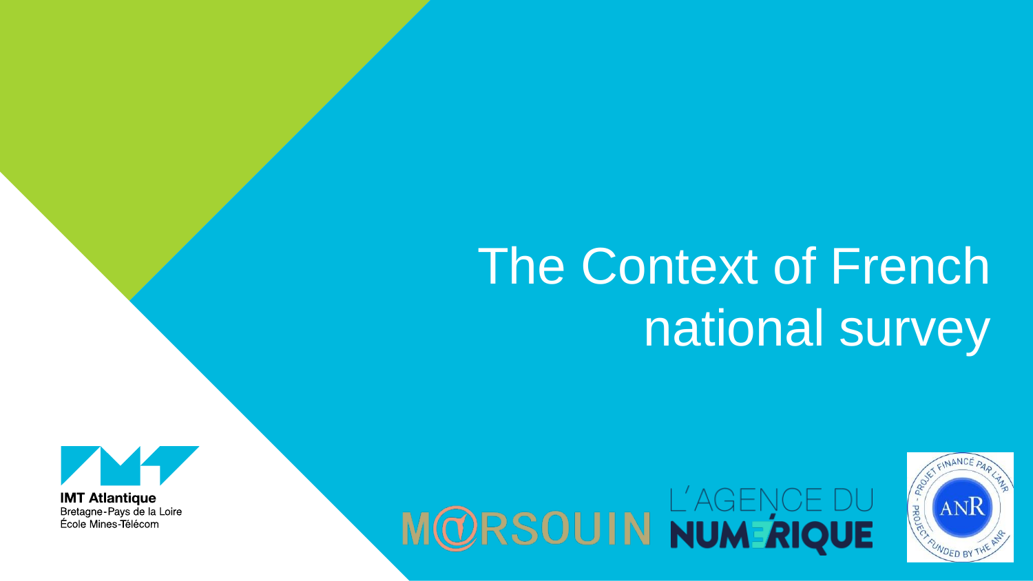# The Context of French national survey

IMT Atlantique
Bretagne-Pays de la Loire
École Mines-Télécom

M@RSOUIN L'AGENCE DU NUMÉRIQUE

PROJET FINANCÉ PAR L'ANR - PROJECT FUNDED BY THE ANR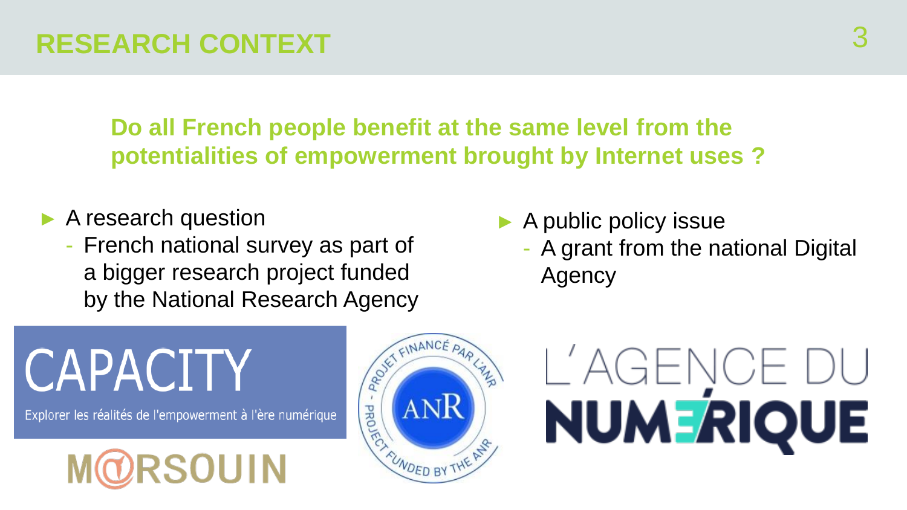# RESEARCH CONTEXT

**Do all French people benefit at the same level from the potentialities of empowerment brought by Internet uses ?**

- A research question
  - French national survey as part of a bigger research project funded by the National Research Agency
- A public policy issue
  - A grant from the national Digital Agency

CAPACITY

Explorer les réalités de l'empowerment à l'ère numérique

MARSOUIN

PROJET FINANCÉ PAR L'ANR – ANR – PROJECT FUNDED BY THE ANR

L'AGENCE DU NUMÉRIQUE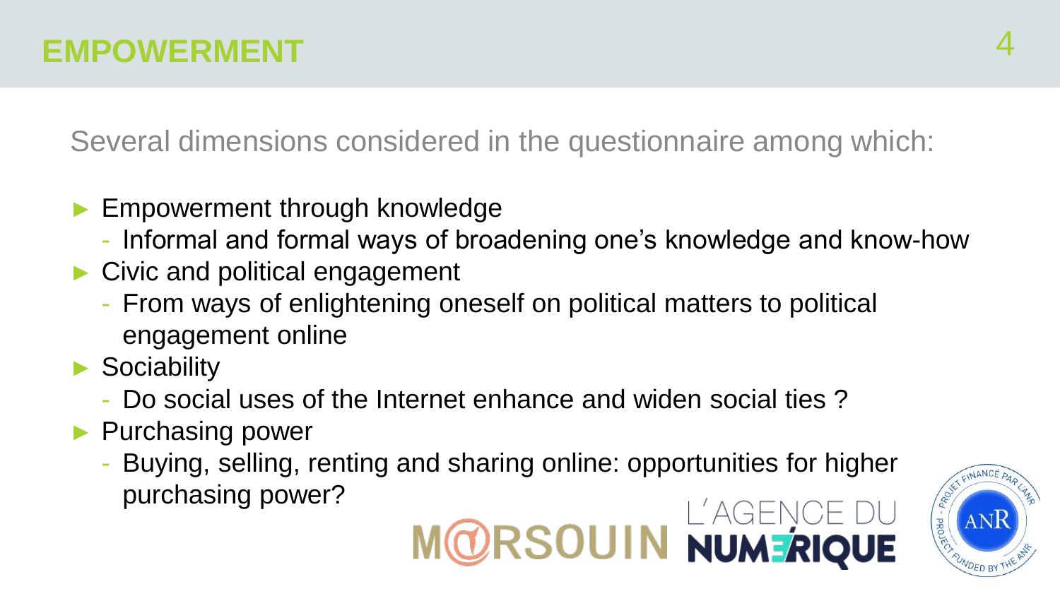# EMPOWERMENT

Several dimensions considered in the questionnaire among which:

- Empowerment through knowledge
  - Informal and formal ways of broadening one's knowledge and know-how
- Civic and political engagement
  - From ways of enlightening oneself on political matters to political engagement online
- Sociability
  - Do social uses of the Internet enhance and widen social ties ?
- Purchasing power
  - Buying, selling, renting and sharing online: opportunities for higher purchasing power?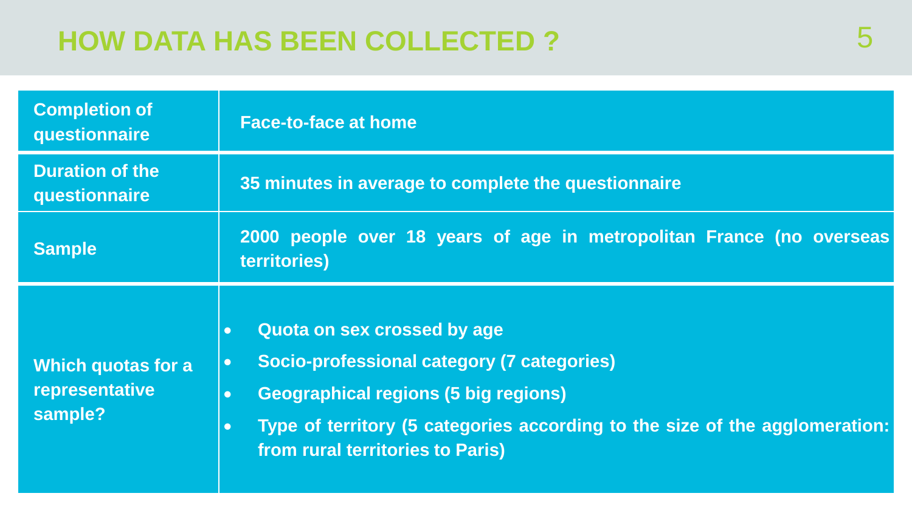# HOW DATA HAS BEEN COLLECTED ?

| | |
|---|---|
| **Completion of questionnaire** | **Face-to-face at home** |
| **Duration of the questionnaire** | **35 minutes in average to complete the questionnaire** |
| **Sample** | **2000 people over 18 years of age in metropolitan France (no overseas territories)** |
| **Which quotas for a representative sample?** | • **Quota on sex crossed by age**<br>• **Socio-professional category (7 categories)**<br>• **Geographical regions (5 big regions)**<br>• **Type of territory (5 categories according to the size of the agglomeration: from rural territories to Paris)** |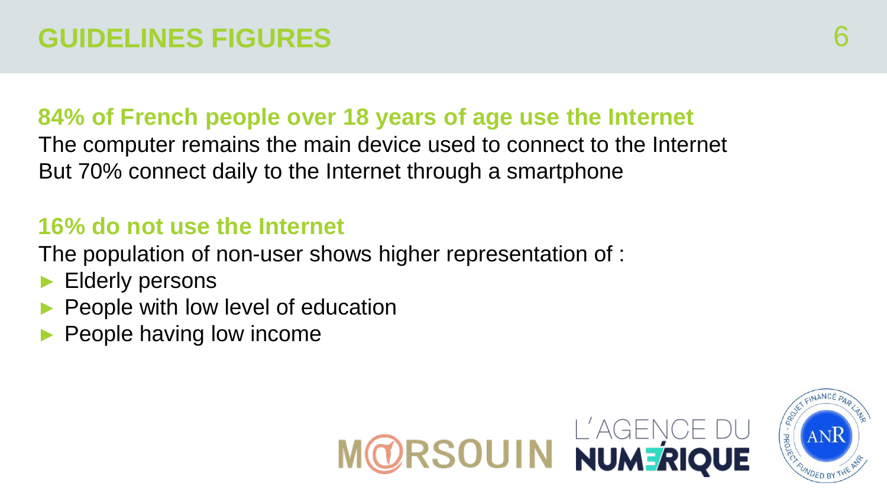# GUIDELINES FIGURES

**84% of French people over 18 years of age use the Internet**

The computer remains the main device used to connect to the Internet

But 70% connect daily to the Internet through a smartphone

**16% do not use the Internet**

The population of non-user shows higher representation of :

- Elderly persons
- People with low level of education
- People having low income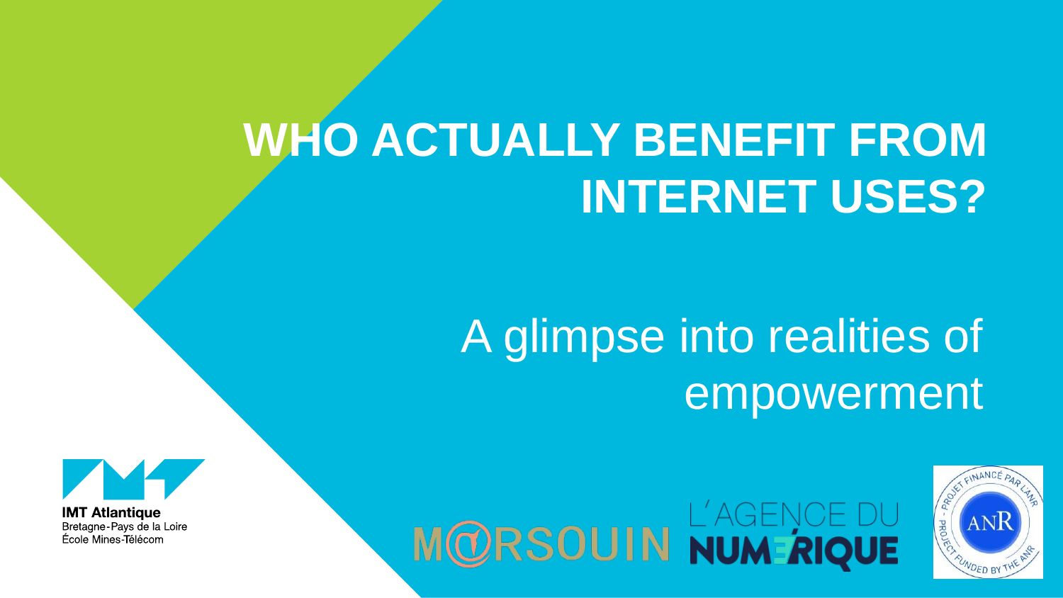# WHO ACTUALLY BENEFIT FROM INTERNET USES?

## A glimpse into realities of empowerment

IMT Atlantique
Bretagne-Pays de la Loire
École Mines-Télécom

M@RSOUIN

L'AGENCE DU NUMÉRIQUE

PROJET FINANCÉ PAR L'ANR – PROJECT FUNDED BY THE ANR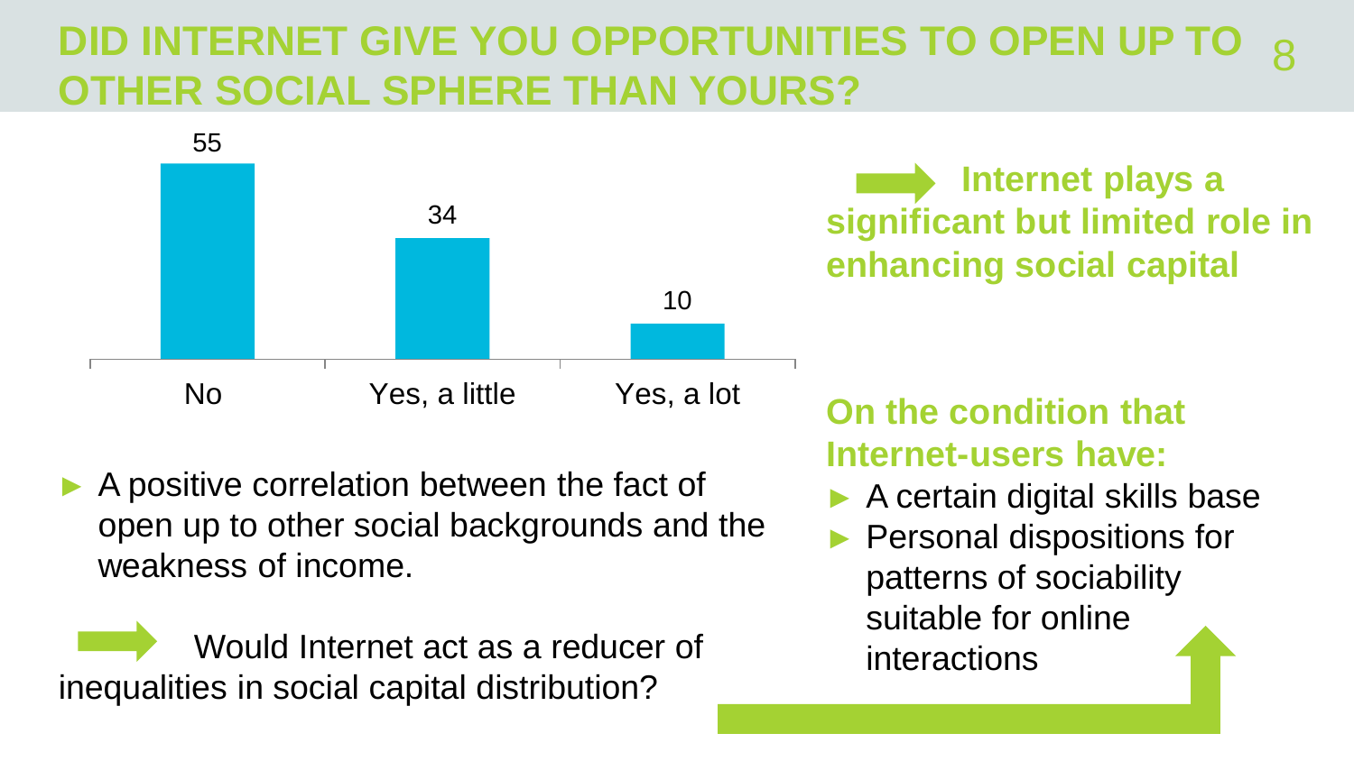# DID INTERNET GIVE YOU OPPORTUNITIES TO OPEN UP TO OTHER SOCIAL SPHERE THAN YOURS?

| No | Yes, a little | Yes, a lot |
|---|---|---|
| 55 | 34 | 10 |

- A positive correlation between the fact of open up to other social backgrounds and the weakness of income.

➡ Would Internet act as a reducer of inequalities in social capital distribution?

➡ **Internet plays a significant but limited role in enhancing social capital**

**On the condition that Internet-users have:**

- A certain digital skills base
- Personal dispositions for patterns of sociability suitable for online interactions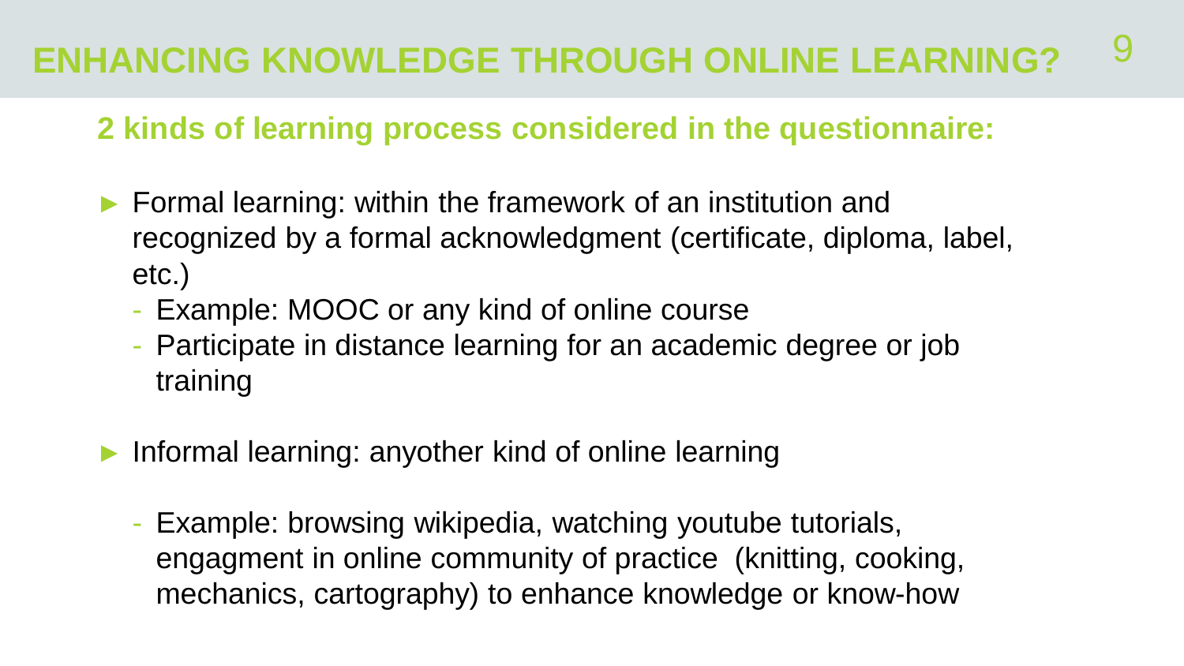# ENHANCING KNOWLEDGE THROUGH ONLINE LEARNING?

## 2 kinds of learning process considered in the questionnaire:

- Formal learning: within the framework of an institution and recognized by a formal acknowledgment (certificate, diploma, label, etc.)
  - Example: MOOC or any kind of online course
  - Participate in distance learning for an academic degree or job training
- Informal learning: anyother kind of online learning
  - Example: browsing wikipedia, watching youtube tutorials, engagment in online community of practice (knitting, cooking, mechanics, cartography) to enhance knowledge or know-how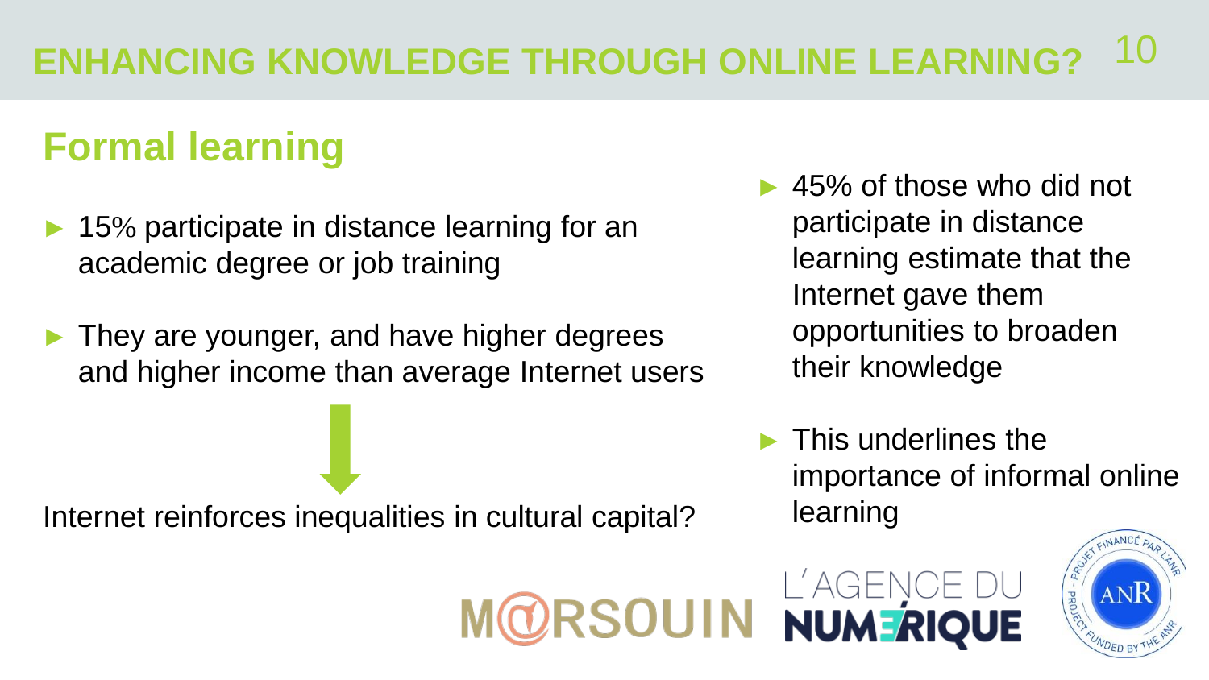# ENHANCING KNOWLEDGE THROUGH ONLINE LEARNING?

## Formal learning

- 15% participate in distance learning for an academic degree or job training
- They are younger, and have higher degrees and higher income than average Internet users

Internet reinforces inequalities in cultural capital?

- 45% of those who did not participate in distance learning estimate that the Internet gave them opportunities to broaden their knowledge
- This underlines the importance of informal online learning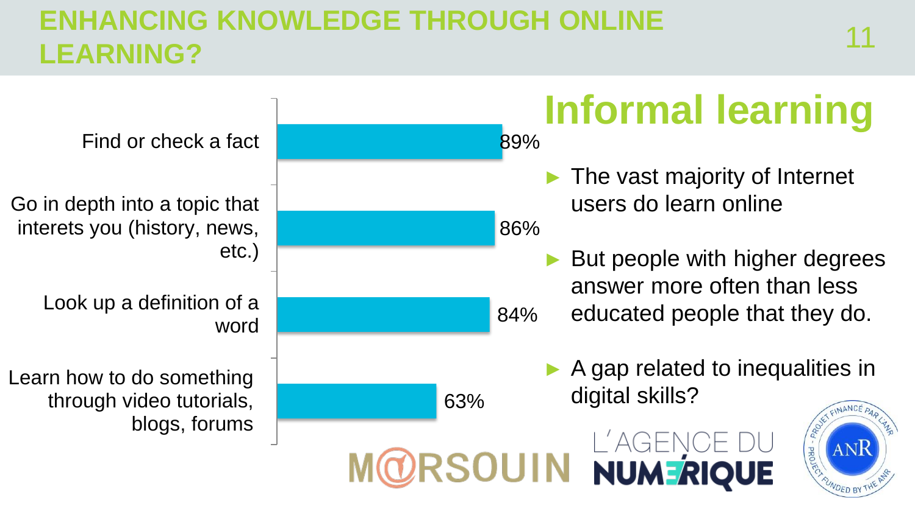# ENHANCING KNOWLEDGE THROUGH ONLINE LEARNING?

| Activity | % |
|---|---|
| Find or check a fact | 89% |
| Go in depth into a topic that interets you (history, news, etc.) | 86% |
| Look up a definition of a word | 84% |
| Learn how to do something through video tutorials, blogs, forums | 63% |

## Informal learning

- The vast majority of Internet users do learn online
- But people with higher degrees answer more often than less educated people that they do.
- A gap related to inequalities in digital skills?

MARSOUIN — L'AGENCE DU NUMÉRIQUE — ANR (Financé par l'ANR / Project funded by the ANR)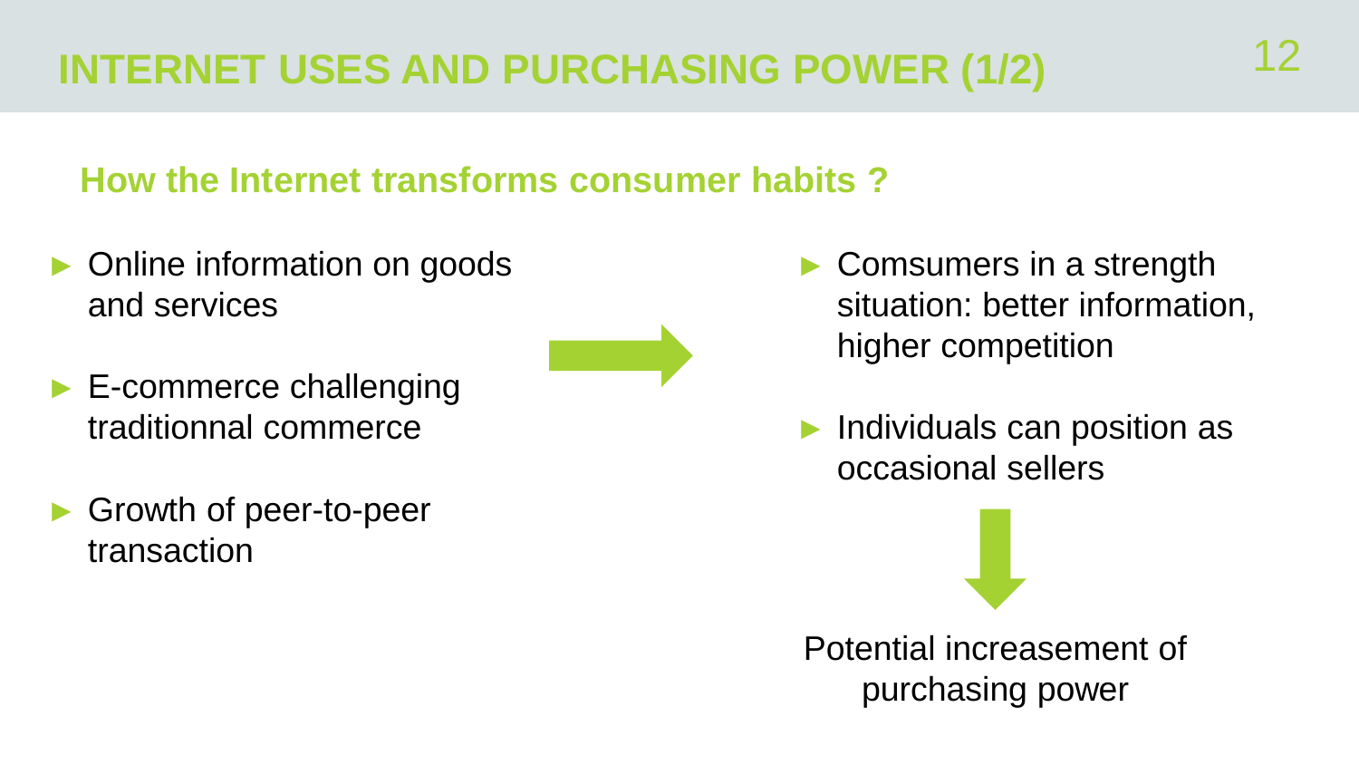# INTERNET USES AND PURCHASING POWER (1/2)

## How the Internet transforms consumer habits ?

- Online information on goods and services
- E-commerce challenging traditionnal commerce
- Growth of peer-to-peer transaction

→

- Comsumers in a strength situation: better information, higher competition
- Individuals can position as occasional sellers

↓

Potential increasement of purchasing power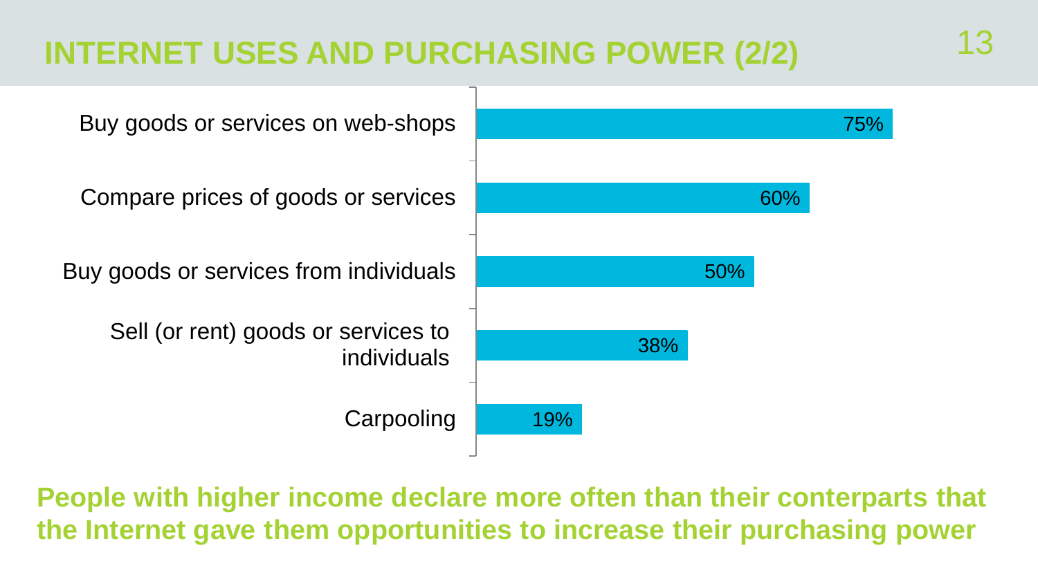# INTERNET USES AND PURCHASING POWER (2/2)

| Use | % |
|---|---|
| Buy goods or services on web-shops | 75% |
| Compare prices of goods or services | 60% |
| Buy goods or services from individuals | 50% |
| Sell (or rent) goods or services to individuals | 38% |
| Carpooling | 19% |

**People with higher income declare more often than their conterparts that the Internet gave them opportunities to increase their purchasing power**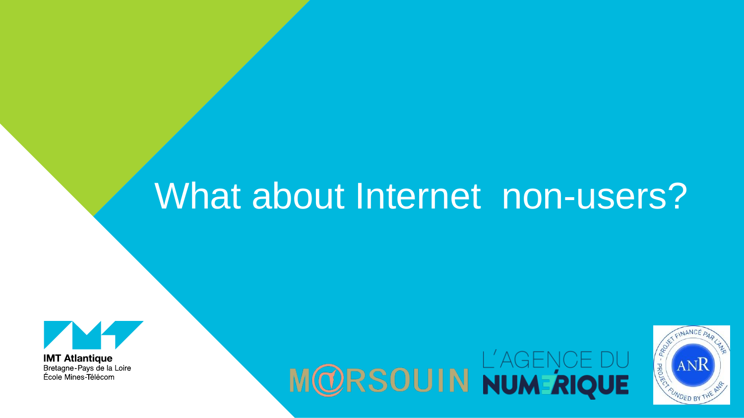# What about Internet non-users?

**IMT Atlantique**
Bretagne-Pays de la Loire
École Mines-Télécom

MARSOUIN L'AGENCE DU NUMÉRIQUE

PROJET FINANCÉ PAR L'ANR - PROJECT FUNDED BY THE ANR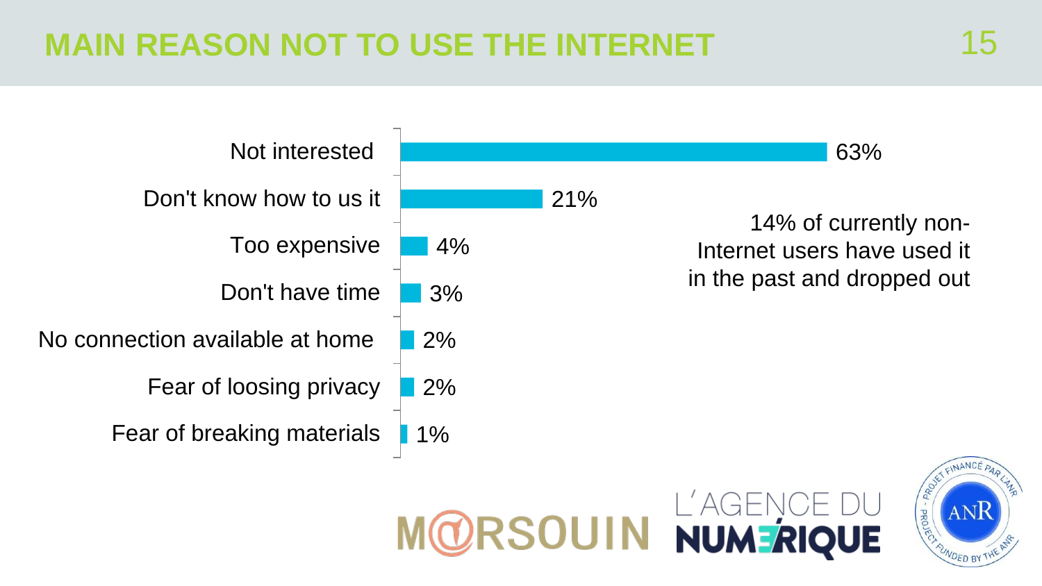# MAIN REASON NOT TO USE THE INTERNET

| Reason | % |
| --- | --- |
| Not interested | 63% |
| Don't know how to us it | 21% |
| Too expensive | 4% |
| Don't have time | 3% |
| No connection available at home | 2% |
| Fear of loosing privacy | 2% |
| Fear of breaking materials | 1% |

14% of currently non-Internet users have used it in the past and dropped out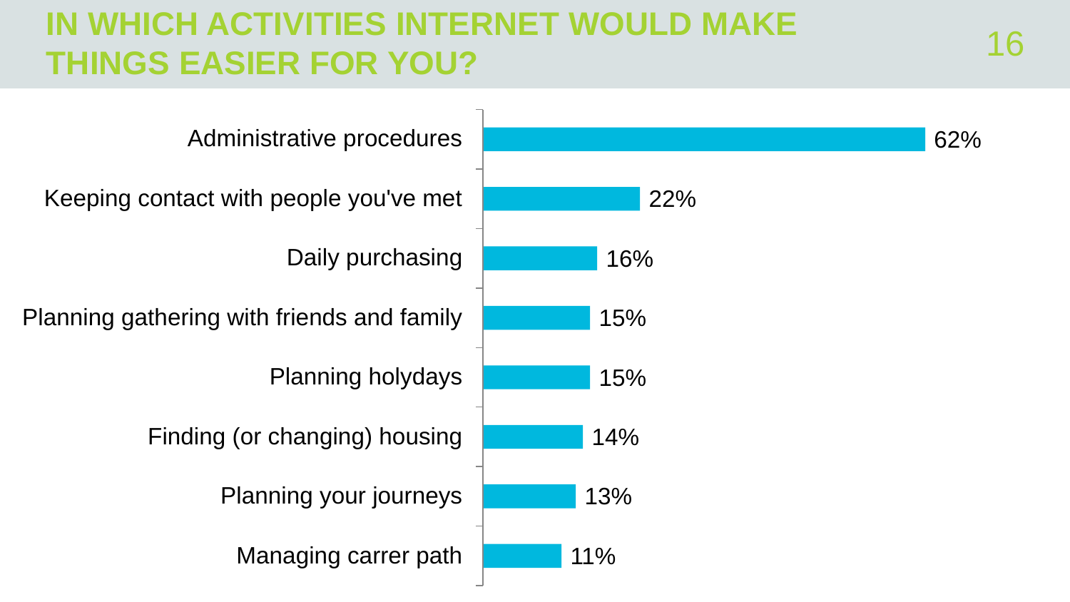# IN WHICH ACTIVITIES INTERNET WOULD MAKE THINGS EASIER FOR YOU?

| Activity | % |
|---|---|
| Administrative procedures | 62% |
| Keeping contact with people you've met | 22% |
| Daily purchasing | 16% |
| Planning gathering with friends and family | 15% |
| Planning holydays | 15% |
| Finding (or changing) housing | 14% |
| Planning your journeys | 13% |
| Managing carrer path | 11% |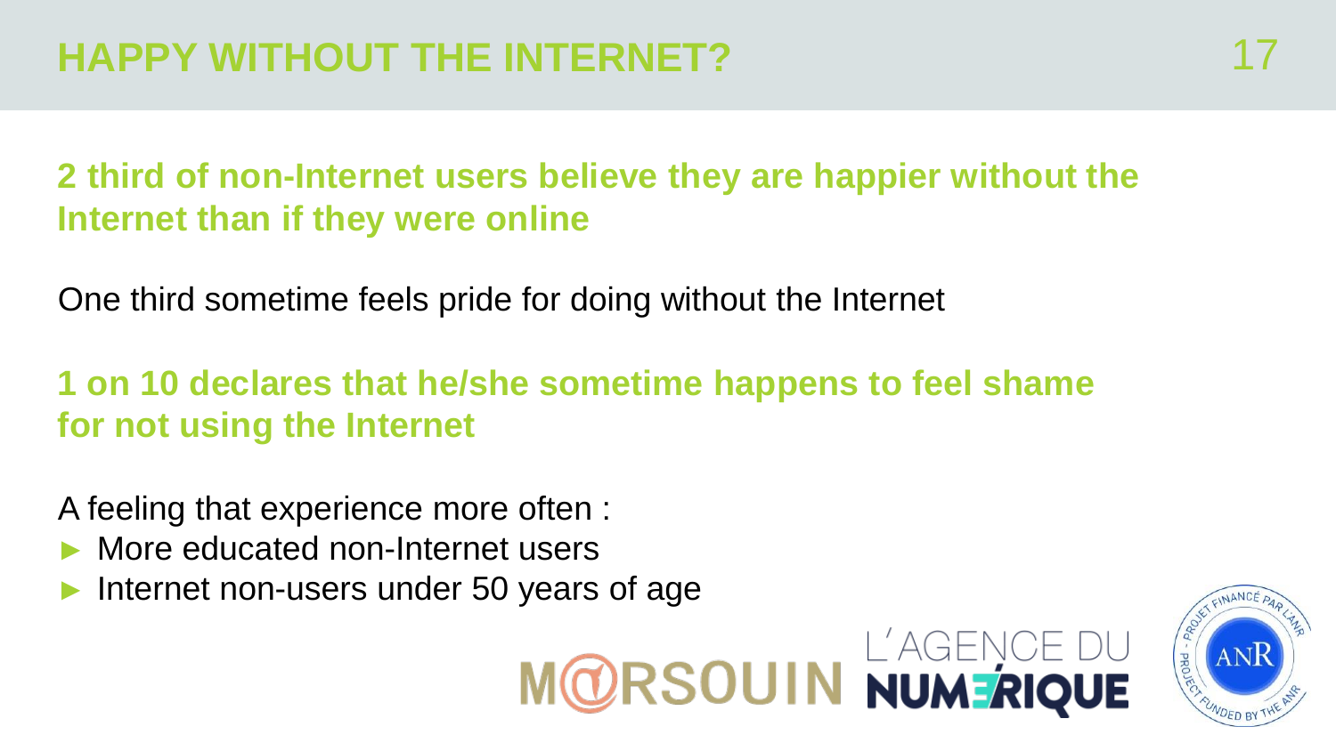# HAPPY WITHOUT THE INTERNET?

**2 third of non-Internet users believe they are happier without the Internet than if they were online**

One third sometime feels pride for doing without the Internet

**1 on 10 declares that he/she sometime happens to feel shame for not using the Internet**

A feeling that experience more often :

- More educated non-Internet users
- Internet non-users under 50 years of age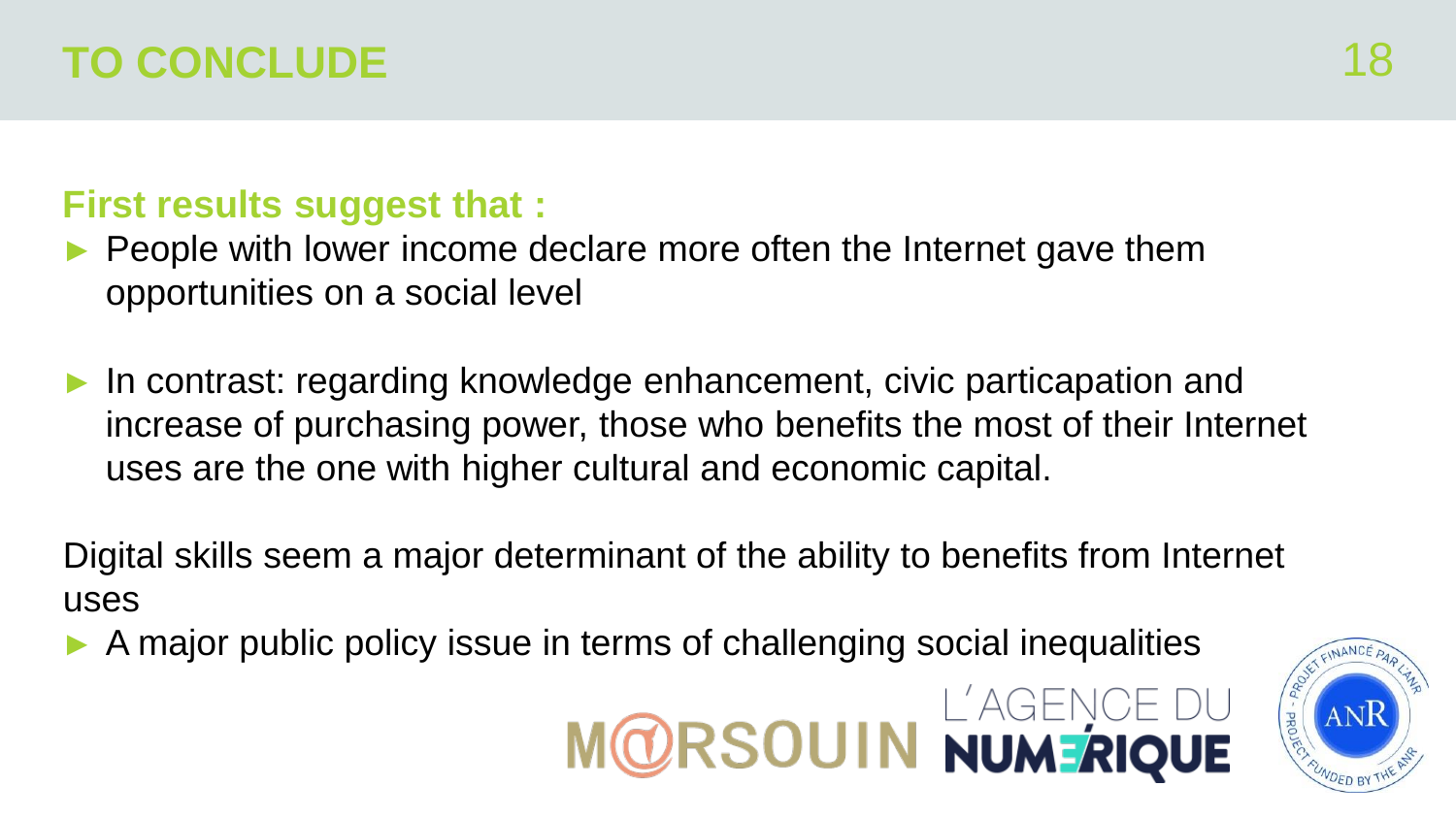# TO CONCLUDE

**First results suggest that :**

- People with lower income declare more often the Internet gave them opportunities on a social level
- In contrast: regarding knowledge enhancement, civic particapation and increase of purchasing power, those who benefits the most of their Internet uses are the one with higher cultural and economic capital.

Digital skills seem a major determinant of the ability to benefits from Internet uses

- A major public policy issue in terms of challenging social inequalities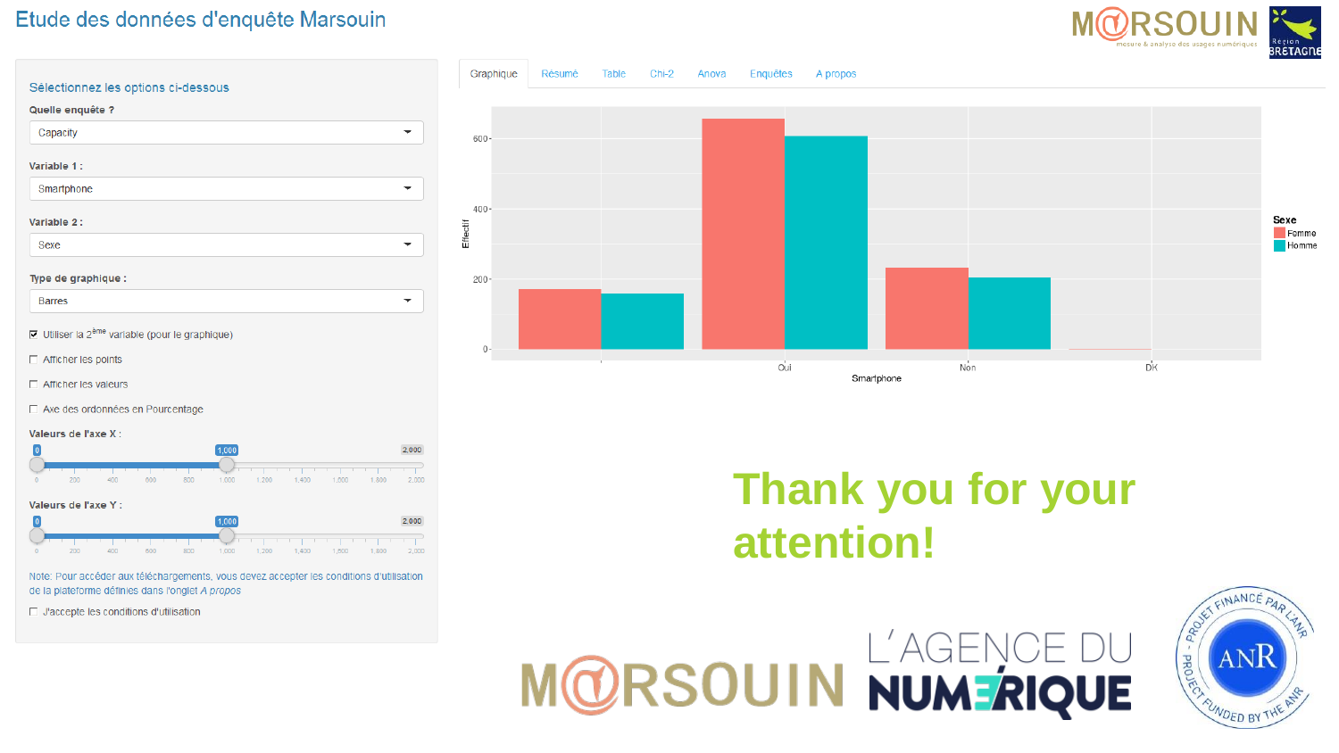Etude des données d'enquête Marsouin

Sélectionnez les options ci-dessous

**Quelle enquête ?**

Capacity

**Variable 1 :**

Smartphone

**Variable 2 :**

Sexe

**Type de graphique :**

Barres

- [x] Utiliser la 2ème variable (pour le graphique)
- [ ] Afficher les points
- [ ] Afficher les valeurs
- [ ] Axe des ordonnées en Pourcentage

**Valeurs de l'axe X :**

0 — 1,000 — 2,000

**Valeurs de l'axe Y :**

0 — 1,000 — 2,000

Note: Pour accéder aux téléchargements, vous devez accepter les conditions d'utilisation de la plateforme définies dans l'onglet *A propos*

- [ ] J'accepte les conditions d'utilisation

Graphique | Résumé | Table | Chi-2 | Anova | Enquêtes | A propos

Effectif

0
200
400
600

Oui
Non
DK

Smartphone

Sexe
Femme
Homme

# Thank you for your attention!

M@RSOUIN — L'AGENCE DU NUMÉRIQUE — ANR

PROJET FINANCÉ PAR L'ANR — PROJECT FUNDED BY THE ANR